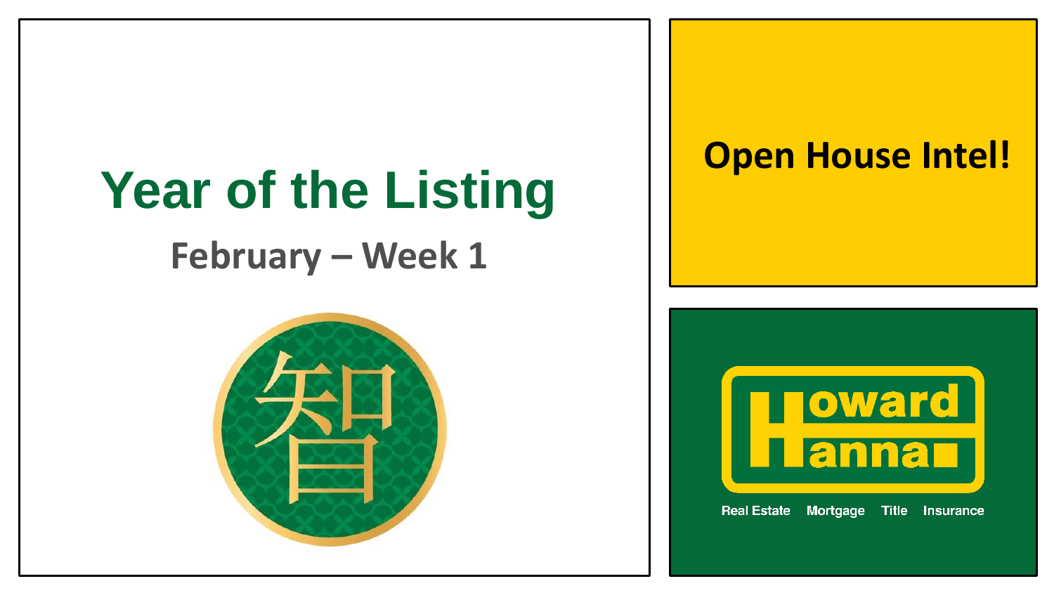# Year of the Listing

## February – Week 1

智

# Open House Intel!

Howard Hanna

Real Estate Mortgage Title Insurance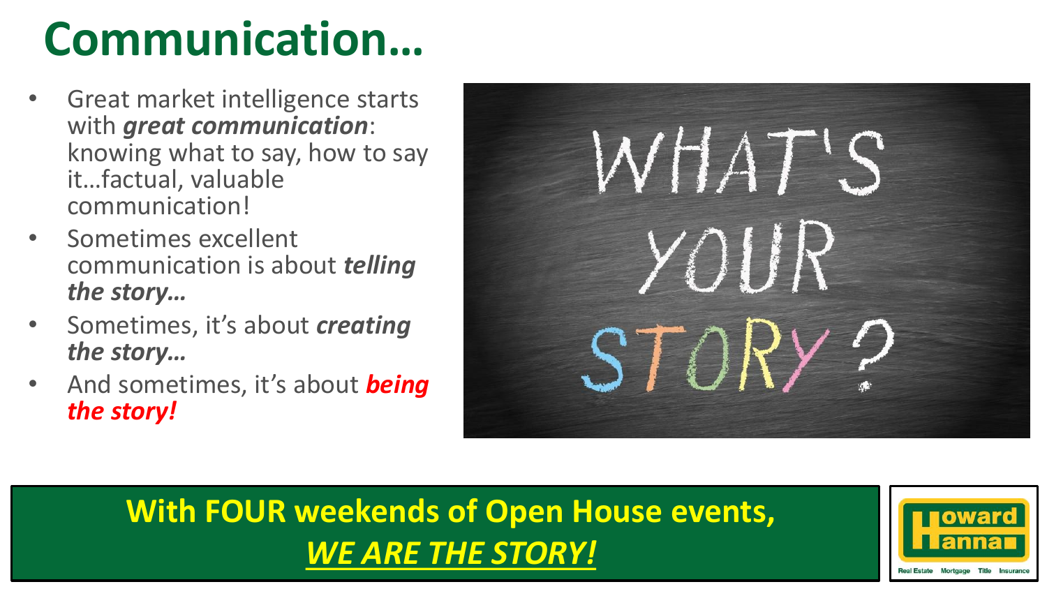# Communication…

- Great market intelligence starts with ***great communication***: knowing what to say, how to say it…factual, valuable communication!
- Sometimes excellent communication is about ***telling the story…***
- Sometimes, it's about ***creating the story…***
- And sometimes, it's about ***being the story!***

**With FOUR weekends of Open House events,**
***WE ARE THE STORY!***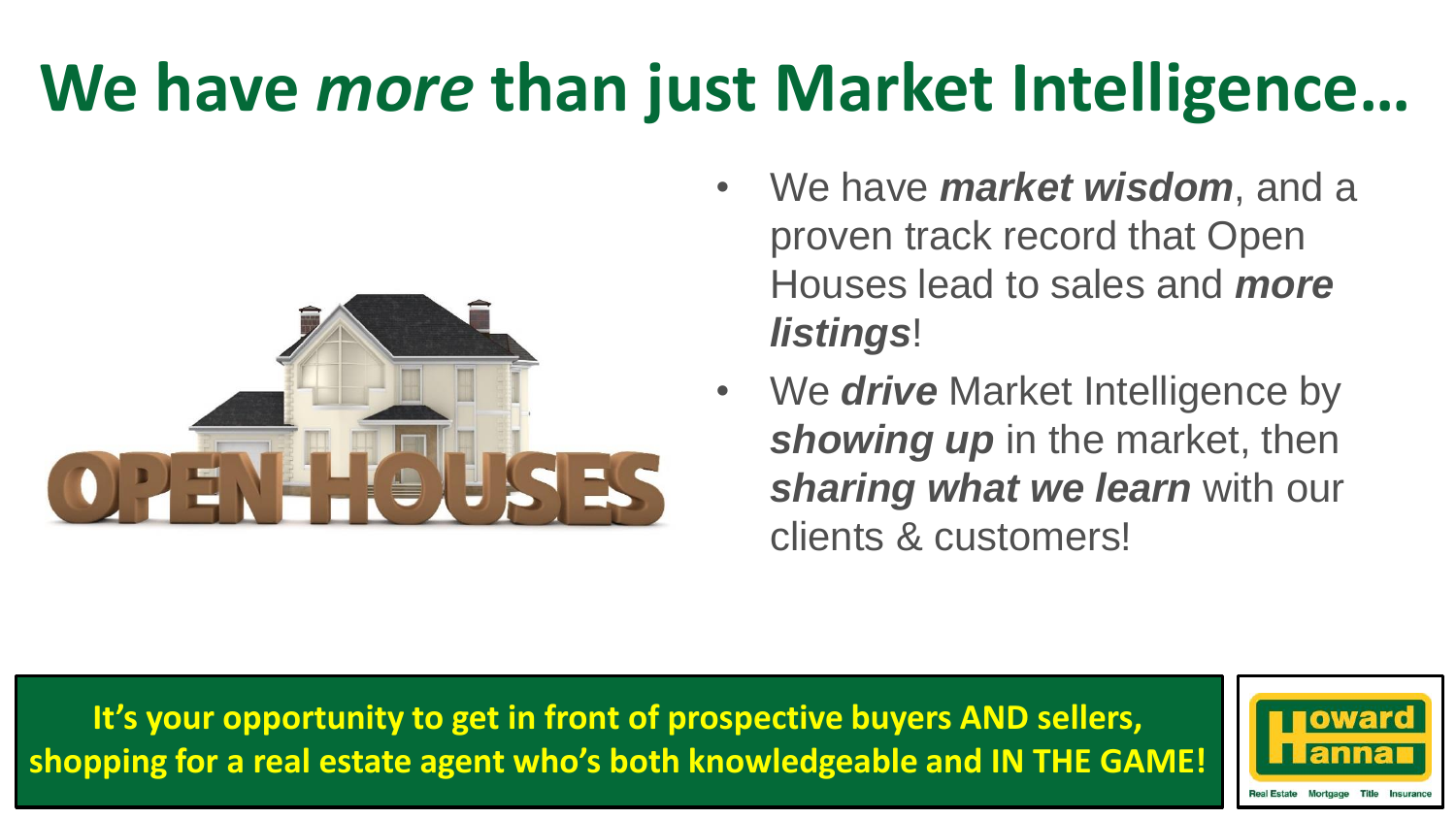# We have *more* than just Market Intelligence…

- We have ***market wisdom***, and a proven track record that Open Houses lead to sales and ***more listings***!
- We ***drive*** Market Intelligence by ***showing up*** in the market, then ***sharing what we learn*** with our clients & customers!

**It's your opportunity to get in front of prospective buyers AND sellers, shopping for a real estate agent who's both knowledgeable and IN THE GAME!**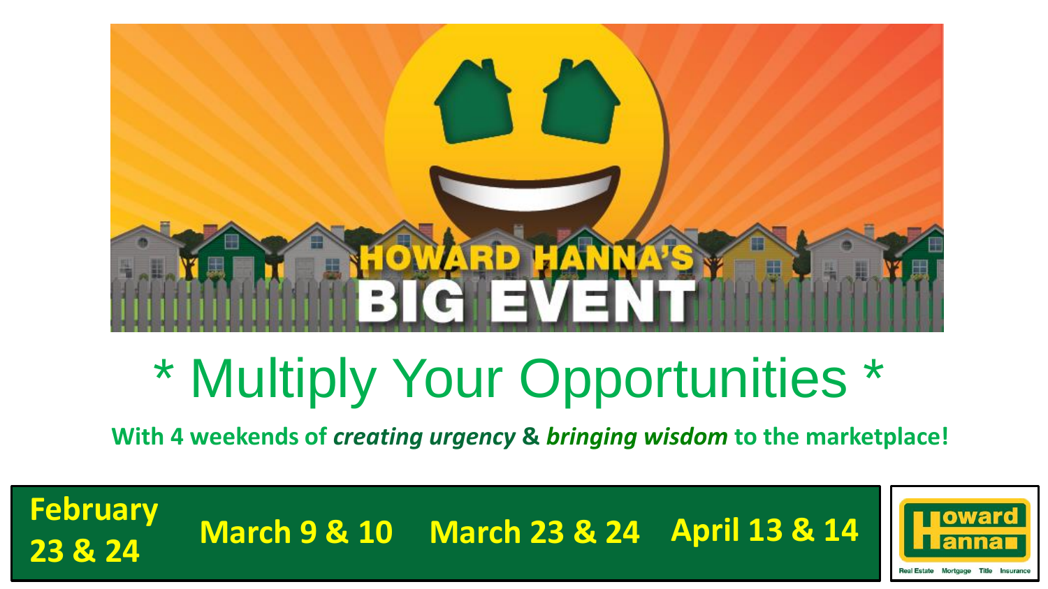# HOWARD HANNA'S BIG EVENT

## * Multiply Your Opportunities *

**With 4 weekends of *creating urgency* & *bringing wisdom* to the marketplace!**

| February 23 & 24 | March 9 & 10 | March 23 & 24 | April 13 & 14 |
|---|---|---|---|

Howard Hanna

Real Estate Mortgage Title Insurance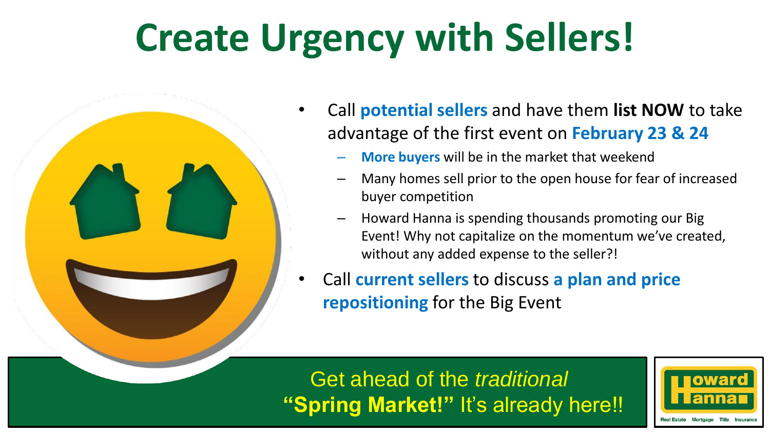# Create Urgency with Sellers!

- Call **potential sellers** and have them **list NOW** to take advantage of the first event on **February 23 & 24**
  - **More buyers** will be in the market that weekend
  - Many homes sell prior to the open house for fear of increased buyer competition
  - Howard Hanna is spending thousands promoting our Big Event! Why not capitalize on the momentum we've created, without any added expense to the seller?!
- Call **current sellers** to discuss **a plan and price repositioning** for the Big Event

Get ahead of the *traditional* **"Spring Market!"** It's already here!!

Howard Hanna
Real Estate Mortgage Title Insurance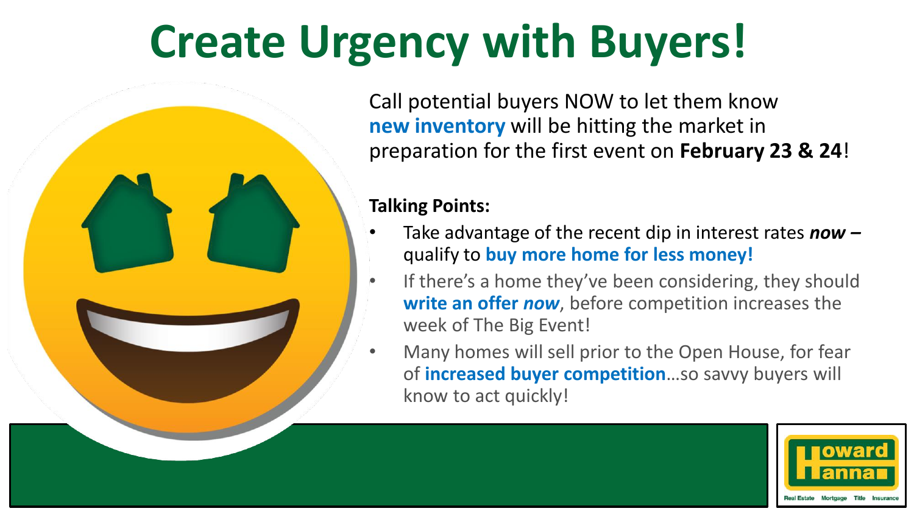# Create Urgency with Buyers!

Call potential buyers NOW to let them know **new inventory** will be hitting the market in preparation for the first event on **February 23 & 24**!

**Talking Points:**

- Take advantage of the recent dip in interest rates ***now*** **–** qualify to **buy more home for less money!**
- If there's a home they've been considering, they should **write an offer *now***, before competition increases the week of The Big Event!
- Many homes will sell prior to the Open House, for fear of **increased buyer competition**…so savvy buyers will know to act quickly!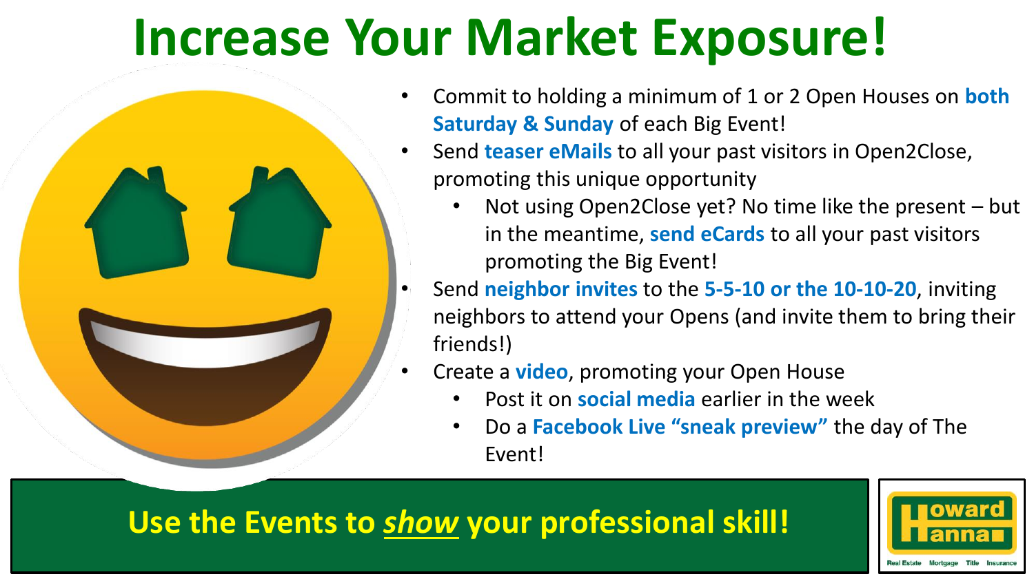# Increase Your Market Exposure!

- Commit to holding a minimum of 1 or 2 Open Houses on **both Saturday & Sunday** of each Big Event!
- Send **teaser eMails** to all your past visitors in Open2Close, promoting this unique opportunity
  - Not using Open2Close yet? No time like the present – but in the meantime, **send eCards** to all your past visitors promoting the Big Event!
- Send **neighbor invites** to the **5-5-10 or the 10-10-20**, inviting neighbors to attend your Opens (and invite them to bring their friends!)
- Create a **video**, promoting your Open House
  - Post it on **social media** earlier in the week
  - Do a **Facebook Live "sneak preview"** the day of The Event!

**Use the Events to *show* your professional skill!**

Howard Hanna
Real Estate Mortgage Title Insurance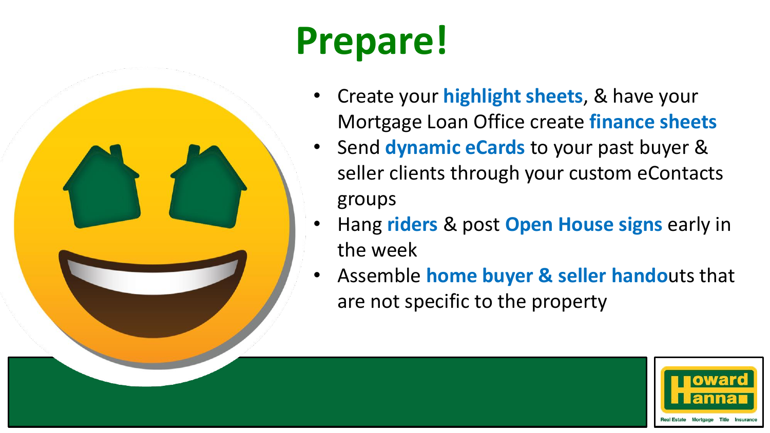# Prepare!

- Create your **highlight sheets**, & have your Mortgage Loan Office create **finance sheets**
- Send **dynamic eCards** to your past buyer & seller clients through your custom eContacts groups
- Hang **riders** & post **Open House signs** early in the week
- Assemble **home buyer & seller hando**uts that are not specific to the property

Howard Hanna
Real Estate Mortgage Title Insurance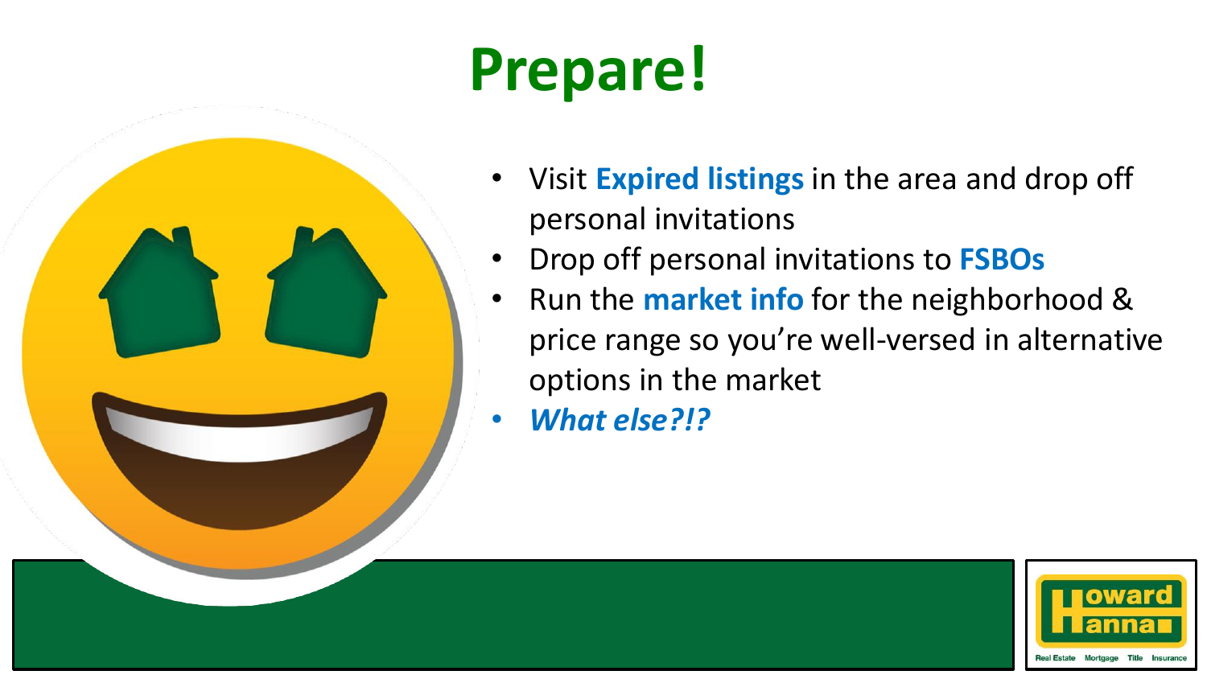# Prepare!

- Visit **Expired listings** in the area and drop off personal invitations
- Drop off personal invitations to **FSBOs**
- Run the **market info** for the neighborhood & price range so you're well-versed in alternative options in the market
- ***What else?!?***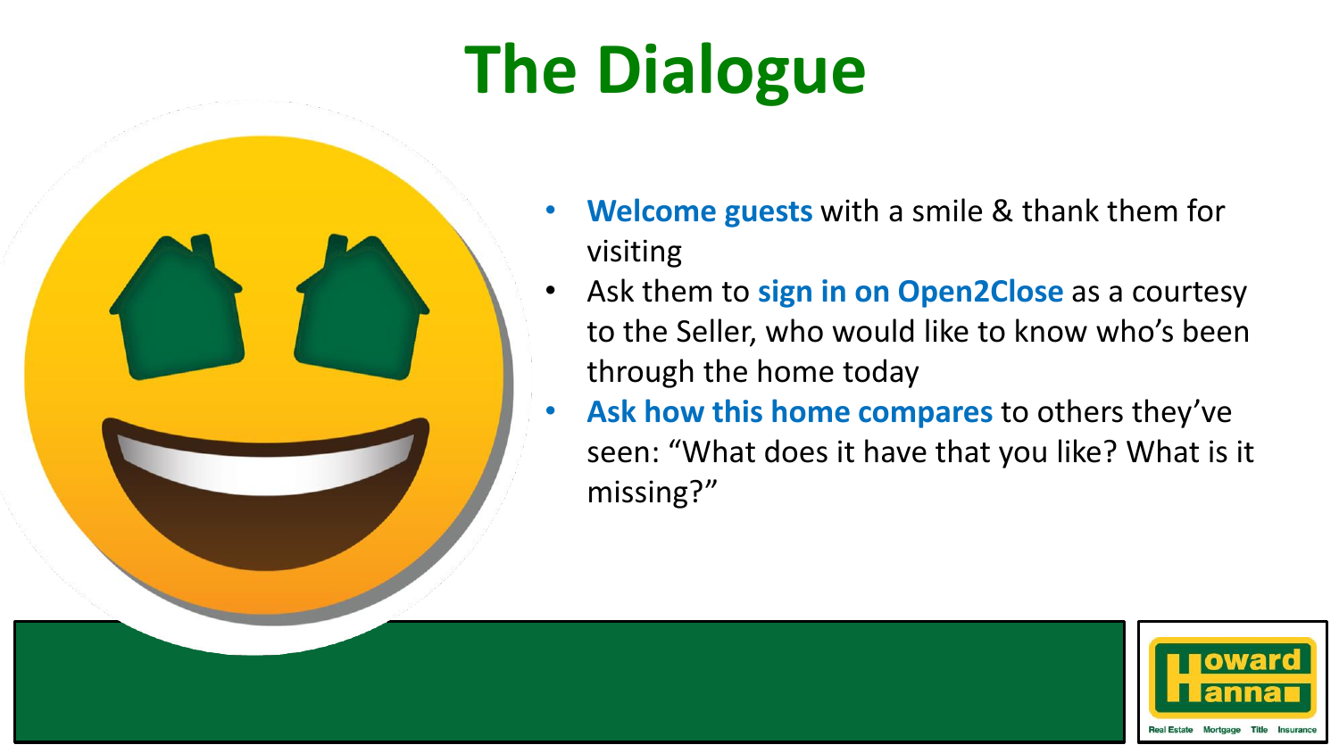# The Dialogue

- **Welcome guests** with a smile & thank them for visiting
- Ask them to **sign in on Open2Close** as a courtesy to the Seller, who would like to know who's been through the home today
- **Ask how this home compares** to others they've seen: "What does it have that you like? What is it missing?"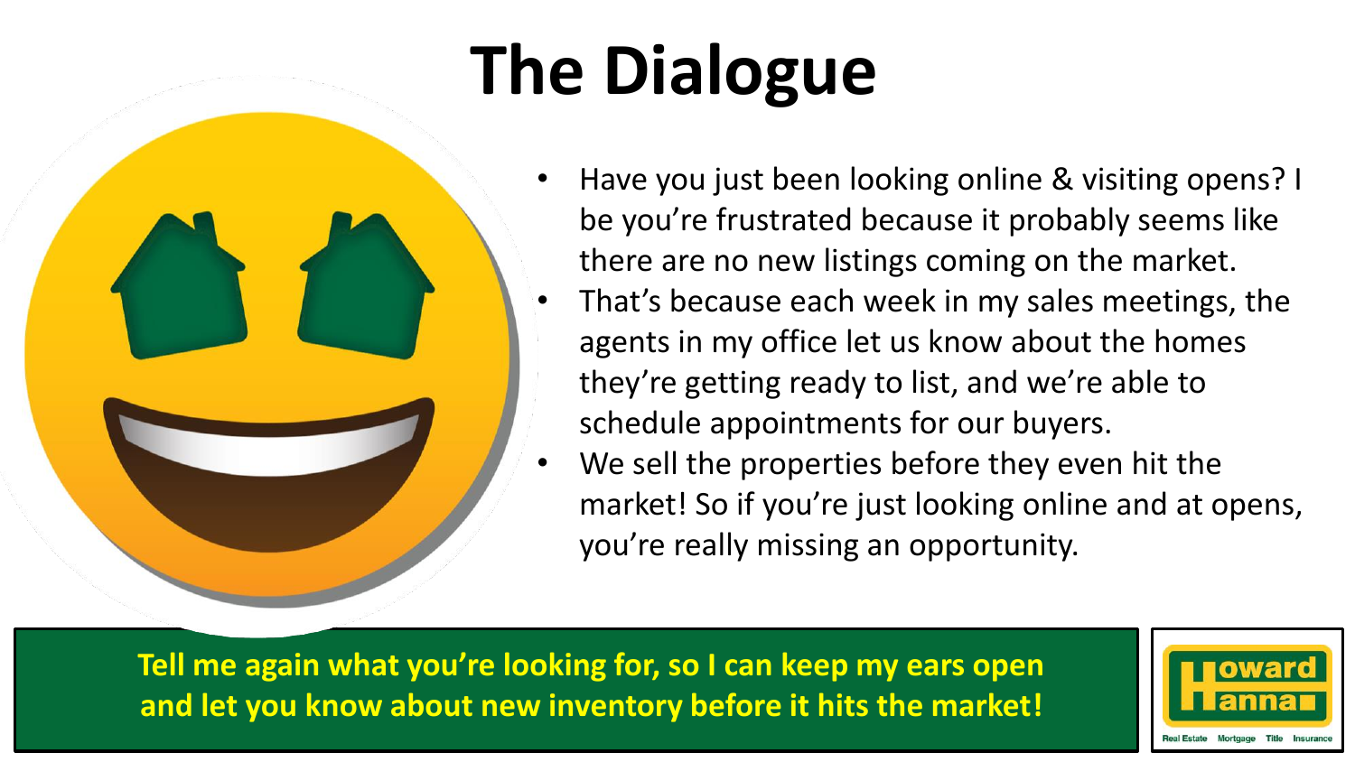# The Dialogue

- Have you just been looking online & visiting opens? I be you're frustrated because it probably seems like there are no new listings coming on the market.
- That's because each week in my sales meetings, the agents in my office let us know about the homes they're getting ready to list, and we're able to schedule appointments for our buyers.
- We sell the properties before they even hit the market! So if you're just looking online and at opens, you're really missing an opportunity.

**Tell me again what you're looking for, so I can keep my ears open and let you know about new inventory before it hits the market!**

Howard Hanna
Real Estate Mortgage Title Insurance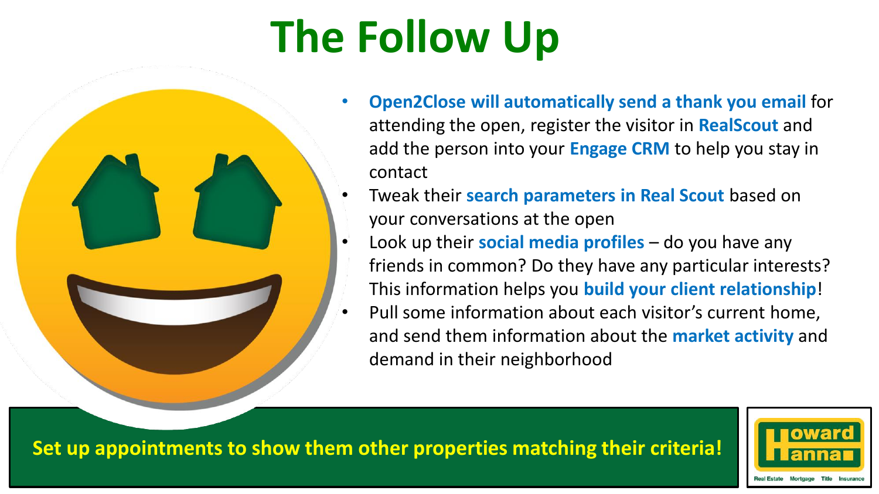# The Follow Up

- **Open2Close will automatically send a thank you email** for attending the open, register the visitor in **RealScout** and add the person into your **Engage CRM** to help you stay in contact
- Tweak their **search parameters in Real Scout** based on your conversations at the open
- Look up their **social media profiles** – do you have any friends in common? Do they have any particular interests? This information helps you **build your client relationship**!
- Pull some information about each visitor's current home, and send them information about the **market activity** and demand in their neighborhood

**Set up appointments to show them other properties matching their criteria!**

Howard Hanna — Real Estate Mortgage Title Insurance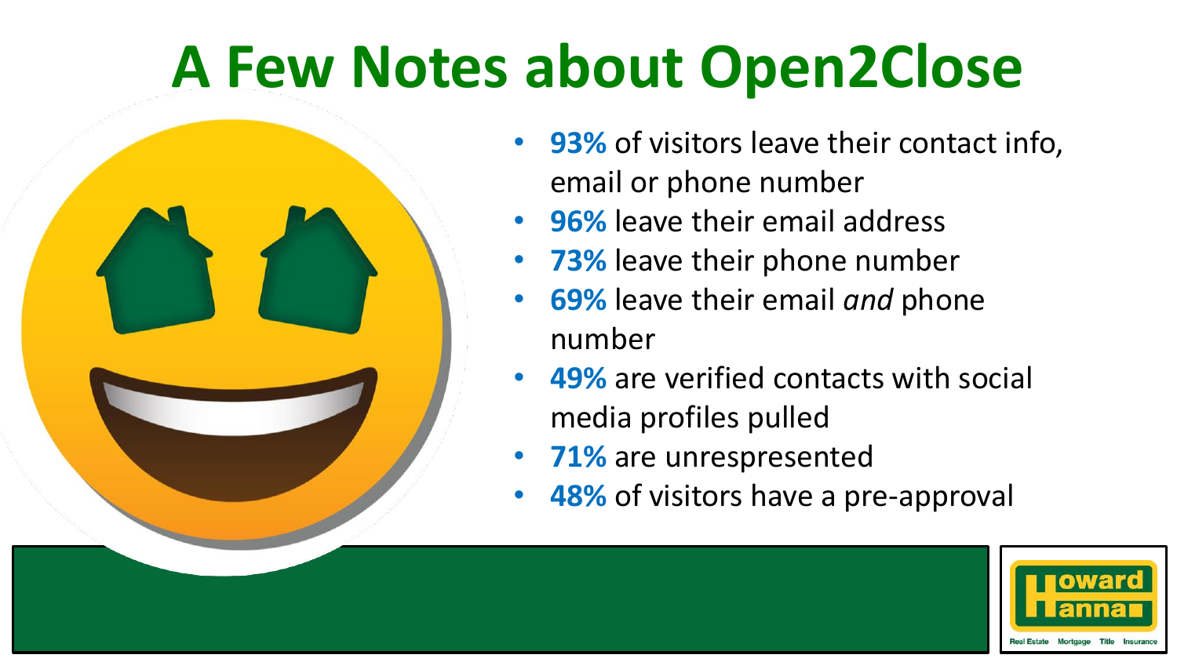# A Few Notes about Open2Close

- **93%** of visitors leave their contact info, email or phone number
- **96%** leave their email address
- **73%** leave their phone number
- **69%** leave their email *and* phone number
- **49%** are verified contacts with social media profiles pulled
- **71%** are unrespresented
- **48%** of visitors have a pre-approval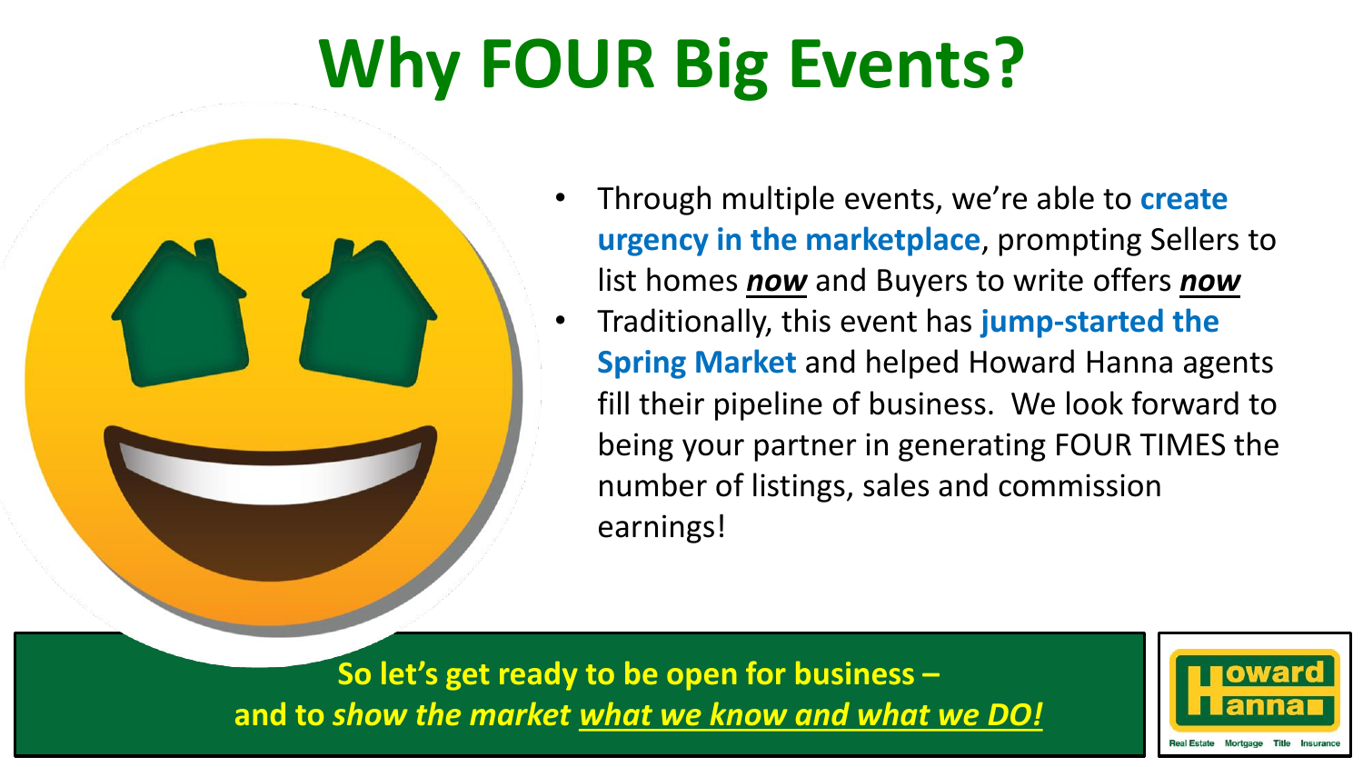# Why FOUR Big Events?

- Through multiple events, we're able to **create urgency in the marketplace**, prompting Sellers to list homes ***now*** and Buyers to write offers ***now***
- Traditionally, this event has **jump-started the Spring Market** and helped Howard Hanna agents fill their pipeline of business. We look forward to being your partner in generating FOUR TIMES the number of listings, sales and commission earnings!

**So let's get ready to be open for business – and to *show the market what we know and what we DO!***

Howard Hanna
Real Estate Mortgage Title Insurance